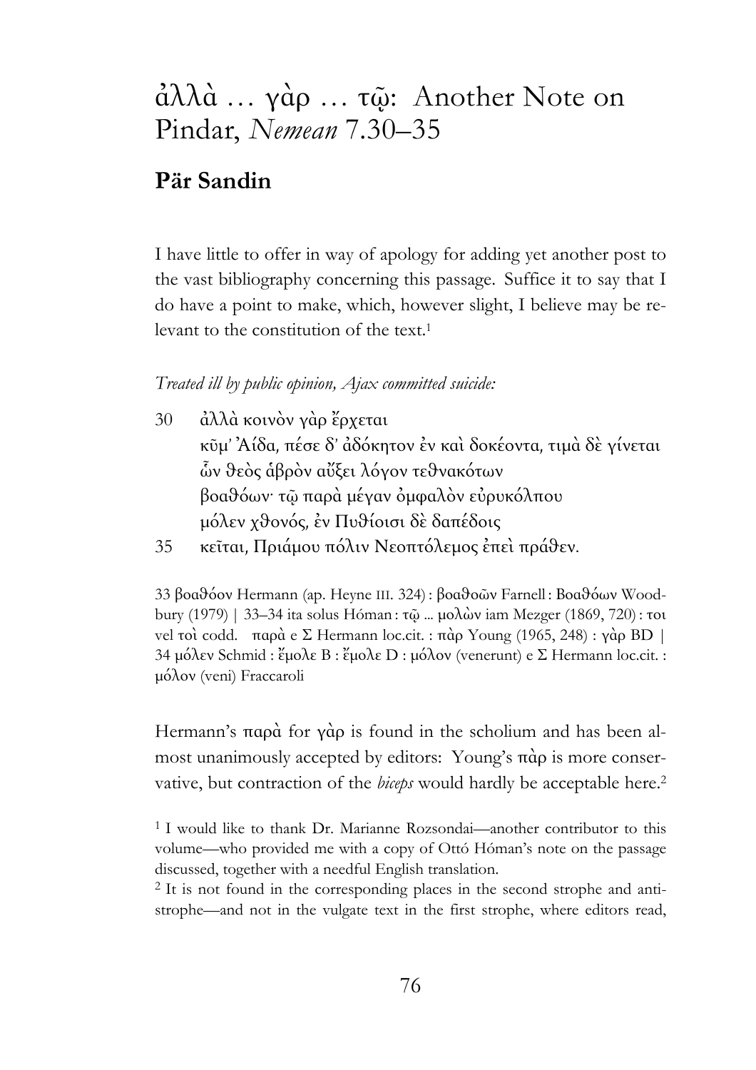# ἀλλὰ … γὰρ … τῷ: Another Note on Pindar, *Nemean* 7.30–35

## Pär Sandin

I have little to offer in way of apology for adding yet another post to the vast bibliography concerning this passage. Suffice it to say that I do have a point to make, which, however slight, I believe may be relevant to the constitution of the text.[1]

*Treated ill by public opinion, Ajax committed suicide:*

30 ἀλλὰ κοινὸν γὰρ ἔρχεται
κῦμ᾽ Ἀίδα, πέσε δ᾽ ἀδόκητον ἐν καὶ δοκέοντα, τιμὰ δὲ γίνεται
ὧν θεὸς ἁβρὸν αὔξει λόγον τεθνακότων
βοαθόων· τῷ παρὰ μέγαν ὀμφαλὸν εὐρυκόλπου
μόλεν χθονός, ἐν Πυθίοισι δὲ δαπέδοις
35 κεῖται, Πριάμου πόλιν Νεοπτόλεμος ἐπεὶ πράθεν.

33 βοαθόον Hermann (ap. Heyne III. 324) : βοαθοῶν Farnell : Βοαθόων Woodbury (1979) | 33–34 ita solus Hóman : τῷ ... μολὼν iam Mezger (1869, 720) : τοι vel τοὶ codd. παρὰ e Σ Hermann loc.cit. : πὰρ Young (1965, 248) : γὰρ BD | 34 μόλεν Schmid : ἔμολε B : ἔμολε D : μόλον (venerunt) e Σ Hermann loc.cit. : μόλον (veni) Fraccaroli

Hermann's παρὰ for γὰρ is found in the scholium and has been almost unanimously accepted by editors: Young's πὰρ is more conservative, but contraction of the *biceps* would hardly be acceptable here.[2]

[1] I would like to thank Dr. Marianne Rozsondai—another contributor to this volume—who provided me with a copy of Ottó Hóman's note on the passage discussed, together with a needful English translation.

[2] It is not found in the corresponding places in the second strophe and antistrophe—and not in the vulgate text in the first strophe, where editors read,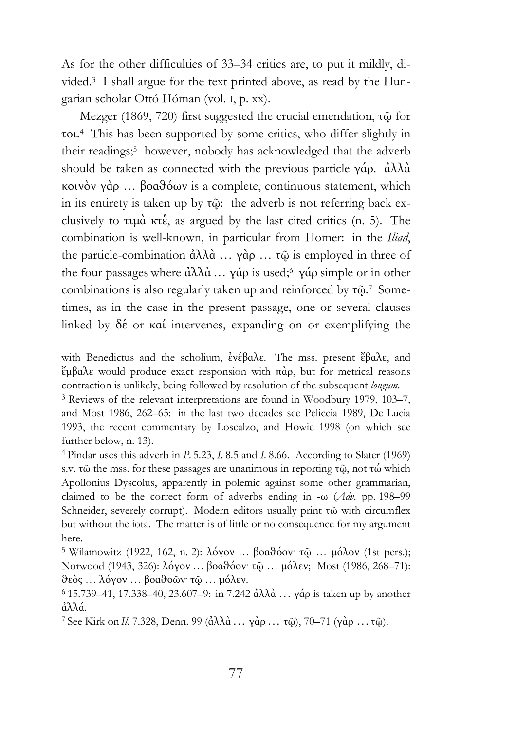As for the other difficulties of 33–34 critics are, to put it mildly, divided.[3] I shall argue for the text printed above, as read by the Hungarian scholar Ottó Hóman (vol. I, p. xx).

Mezger (1869, 720) first suggested the crucial emendation, τῷ for τοι.[4] This has been supported by some critics, who differ slightly in their readings;[5] however, nobody has acknowledged that the adverb should be taken as connected with the previous particle γάρ. ἀλλὰ κοινὸν γὰρ … βοαθόων is a complete, continuous statement, which in its entirety is taken up by τῷ: the adverb is not referring back exclusively to τιμὰ κτέ, as argued by the last cited critics (n. 5). The combination is well-known, in particular from Homer: in the *Iliad*, the particle-combination ἀλλὰ … γὰρ … τῷ is employed in three of the four passages where ἀλλὰ … γάρ is used;[6] γάρ simple or in other combinations is also regularly taken up and reinforced by τῷ.[7] Sometimes, as in the case in the present passage, one or several clauses linked by δέ or καί intervenes, expanding on or exemplifying the

with Benedictus and the scholium, ἐνέβαλε. The mss. present ἔβαλε, and ἔμβαλε would produce exact responsion with πὰρ, but for metrical reasons contraction is unlikely, being followed by resolution of the subsequent *longum*.

[3] Reviews of the relevant interpretations are found in Woodbury 1979, 103–7, and Most 1986, 262–65: in the last two decades see Peliccia 1989, De Lucia 1993, the recent commentary by Loscalzo, and Howie 1998 (on which see further below, n. 13).

[4] Pindar uses this adverb in *P*. 5.23, *I*. 8.5 and *I*. 8.66. According to Slater (1969) s.v. τῶ the mss. for these passages are unanimous in reporting τῷ, not τώ which Apollonius Dyscolus, apparently in polemic against some other grammarian, claimed to be the correct form of adverbs ending in -ω (*Adv*. pp. 198–99 Schneider, severely corrupt). Modern editors usually print τῶ with circumflex but without the iota. The matter is of little or no consequence for my argument here.

[5] Wilamowitz (1922, 162, n. 2): λόγον … βοαθόον· τῷ … μόλον (1st pers.); Norwood (1943, 326): λόγον … βοαθόον· τῷ … μόλεν; Most (1986, 268–71): θεὸς … λόγον … βοαθοῶν· τῷ … μόλεν.

[6] 15.739–41, 17.338–40, 23.607–9: in 7.242 ἀλλὰ … γάρ is taken up by another ἀλλά.

[7] See Kirk on *Il*. 7.328, Denn. 99 (ἀλλὰ … γὰρ … τῷ), 70–71 (γὰρ … τῷ).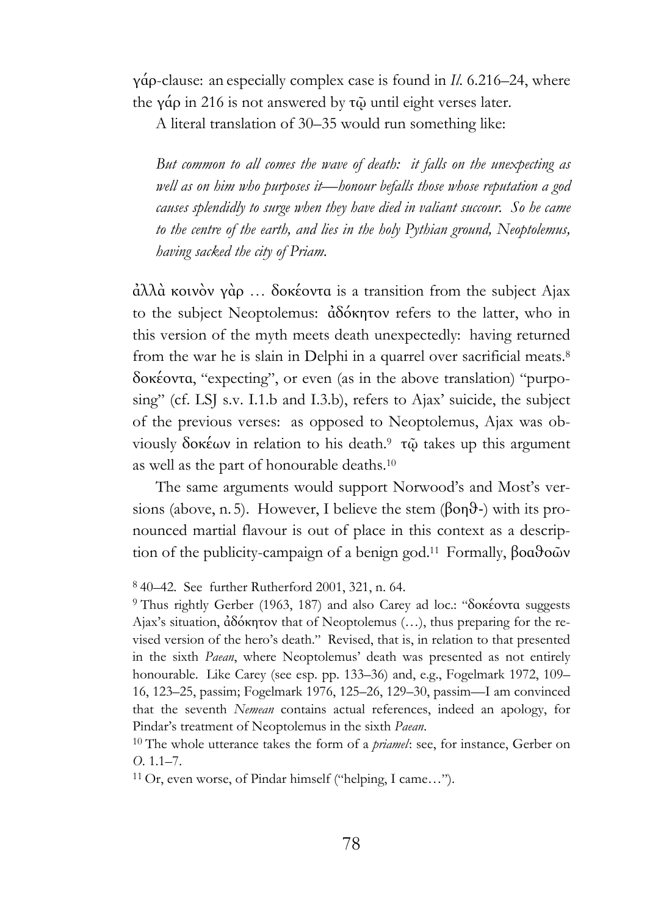γάρ-clause: an especially complex case is found in *Il.* 6.216–24, where the γάρ in 216 is not answered by τῷ until eight verses later.

A literal translation of 30–35 would run something like:

> *But common to all comes the wave of death: it falls on the unexpecting as well as on him who purposes it—honour befalls those whose reputation a god causes splendidly to surge when they have died in valiant succour. So he came to the centre of the earth, and lies in the holy Pythian ground, Neoptolemus, having sacked the city of Priam.*

ἀλλὰ κοινὸν γὰρ … δοκέοντα is a transition from the subject Ajax to the subject Neoptolemus: ἀδόκητον refers to the latter, who in this version of the myth meets death unexpectedly: having returned from the war he is slain in Delphi in a quarrel over sacrificial meats.[8] δοκέοντα, "expecting", or even (as in the above translation) "purposing" (cf. LSJ s.v. I.1.b and I.3.b), refers to Ajax' suicide, the subject of the previous verses: as opposed to Neoptolemus, Ajax was obviously δοκέων in relation to his death.[9] τῷ takes up this argument as well as the part of honourable deaths.[10]

The same arguments would support Norwood's and Most's versions (above, n. 5). However, I believe the stem (βοηθ-) with its pronounced martial flavour is out of place in this context as a description of the publicity-campaign of a benign god.[11] Formally, βοαθοῶν

---

[8] 40–42. See further Rutherford 2001, 321, n. 64.

[9] Thus rightly Gerber (1963, 187) and also Carey ad loc.: "δοκέοντα suggests Ajax's situation, ἀδόκητον that of Neoptolemus (…), thus preparing for the revised version of the hero's death." Revised, that is, in relation to that presented in the sixth *Paean*, where Neoptolemus' death was presented as not entirely honourable. Like Carey (see esp. pp. 133–36) and, e.g., Fogelmark 1972, 109–16, 123–25, passim; Fogelmark 1976, 125–26, 129–30, passim—I am convinced that the seventh *Nemean* contains actual references, indeed an apology, for Pindar's treatment of Neoptolemus in the sixth *Paean*.

[10] The whole utterance takes the form of a *priamel*: see, for instance, Gerber on *O.* 1.1–7.

[11] Or, even worse, of Pindar himself ("helping, I came…").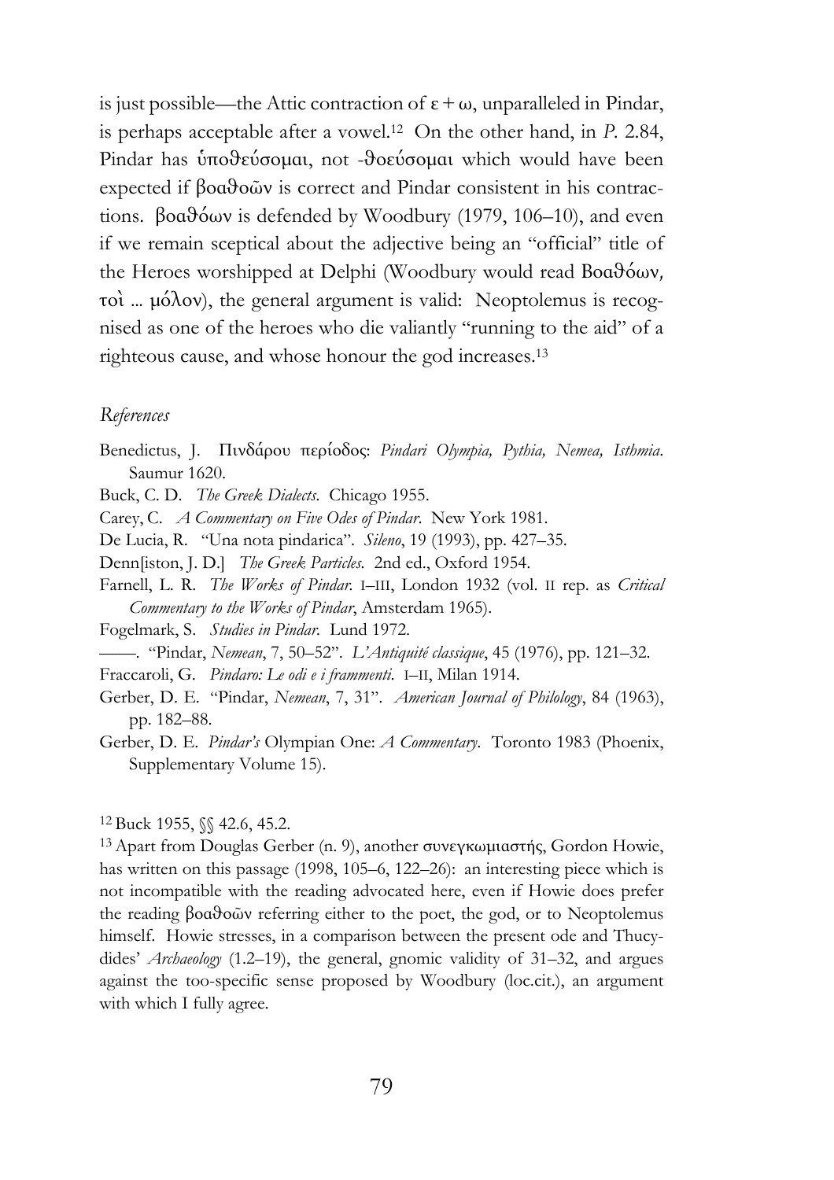is just possible—the Attic contraction of ε + ω, unparalleled in Pindar, is perhaps acceptable after a vowel.[12] On the other hand, in *P.* 2.84, Pindar has ὑποθεύσομαι, not -θοεύσομαι which would have been expected if βοαθοῶν is correct and Pindar consistent in his contractions. βοαθόων is defended by Woodbury (1979, 106–10), and even if we remain sceptical about the adjective being an "official" title of the Heroes worshipped at Delphi (Woodbury would read Βοαθόων, τοὶ ... μόλον), the general argument is valid: Neoptolemus is recognised as one of the heroes who die valiantly "running to the aid" of a righteous cause, and whose honour the god increases.[13]

*References*

Benedictus, J. Πινδάρου περίοδος: *Pindari Olympia, Pythia, Nemea, Isthmia*. Saumur 1620.

Buck, C. D. *The Greek Dialects*. Chicago 1955.

Carey, C. *A Commentary on Five Odes of Pindar*. New York 1981.

De Lucia, R. "Una nota pindarica". *Sileno*, 19 (1993), pp. 427–35.

Denn[iston, J. D.] *The Greek Particles*. 2nd ed., Oxford 1954.

Farnell, L. R. *The Works of Pindar*. I–III, London 1932 (vol. II rep. as *Critical Commentary to the Works of Pindar*, Amsterdam 1965).

Fogelmark, S. *Studies in Pindar*. Lund 1972.

——. "Pindar, *Nemean*, 7, 50–52". *L'Antiquité classique*, 45 (1976), pp. 121–32.

Fraccaroli, G. *Pindaro: Le odi e i frammenti*. I–II, Milan 1914.

Gerber, D. E. "Pindar, *Nemean*, 7, 31". *American Journal of Philology*, 84 (1963), pp. 182–88.

Gerber, D. E. *Pindar's* Olympian One: *A Commentary*. Toronto 1983 (Phoenix, Supplementary Volume 15).

[12] Buck 1955, §§ 42.6, 45.2.

[13] Apart from Douglas Gerber (n. 9), another συνεγκωμιαστής, Gordon Howie, has written on this passage (1998, 105–6, 122–26): an interesting piece which is not incompatible with the reading advocated here, even if Howie does prefer the reading βοαθοῶν referring either to the poet, the god, or to Neoptolemus himself. Howie stresses, in a comparison between the present ode and Thucydides' *Archaeology* (1.2–19), the general, gnomic validity of 31–32, and argues against the too-specific sense proposed by Woodbury (loc.cit.), an argument with which I fully agree.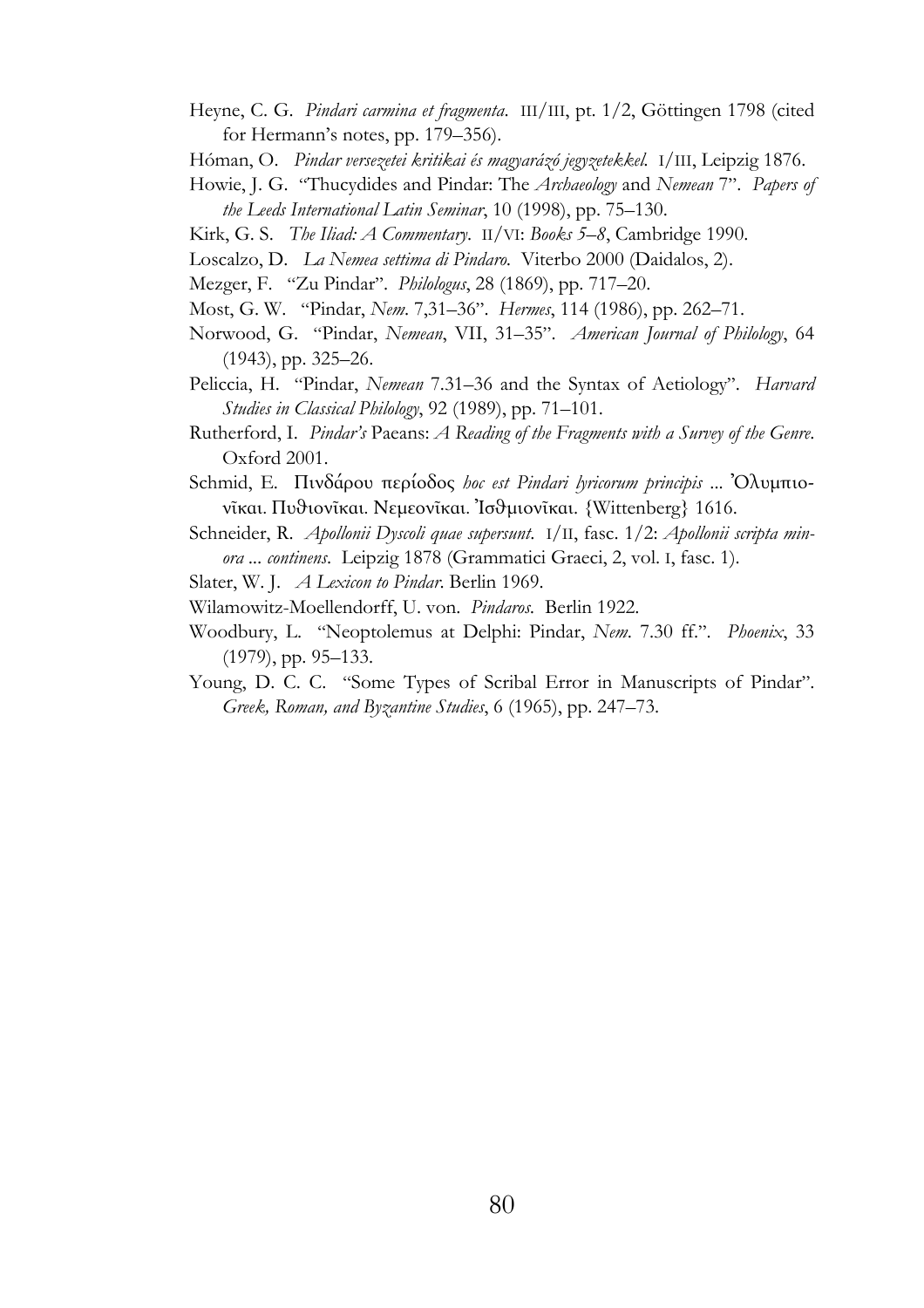Heyne, C. G. *Pindari carmina et fragmenta*. III/III, pt. 1/2, Göttingen 1798 (cited for Hermann's notes, pp. 179–356).

Hóman, O. *Pindar versezetei kritikai és magyarázó jegyzetekkel*. I/III, Leipzig 1876.

Howie, J. G. "Thucydides and Pindar: The *Archaeology* and *Nemean* 7". *Papers of the Leeds International Latin Seminar*, 10 (1998), pp. 75–130.

Kirk, G. S. *The Iliad: A Commentary*. II/VI: *Books 5–8*, Cambridge 1990.

Loscalzo, D. *La Nemea settima di Pindaro*. Viterbo 2000 (Daidalos, 2).

Mezger, F. "Zu Pindar". *Philologus*, 28 (1869), pp. 717–20.

Most, G. W. "Pindar, *Nem*. 7,31–36". *Hermes*, 114 (1986), pp. 262–71.

Norwood, G. "Pindar, *Nemean*, VII, 31–35". *American Journal of Philology*, 64 (1943), pp. 325–26.

Peliccia, H. "Pindar, *Nemean* 7.31–36 and the Syntax of Aetiology". *Harvard Studies in Classical Philology*, 92 (1989), pp. 71–101.

Rutherford, I. *Pindar's* Paeans: *A Reading of the Fragments with a Survey of the Genre*. Oxford 2001.

Schmid, E. Πινδάρου περίοδος *hoc est Pindari lyricorum principis* ... Ὀλυμπιονῖκαι. Πυθιονῖκαι. Νεμεονῖκαι. Ἰσθμιονῖκαι. {Wittenberg} 1616.

Schneider, R. *Apollonii Dyscoli quae supersunt*. I/II, fasc. 1/2: *Apollonii scripta minora ... continens*. Leipzig 1878 (Grammatici Graeci, 2, vol. I, fasc. 1).

Slater, W. J. *A Lexicon to Pindar*. Berlin 1969.

Wilamowitz-Moellendorff, U. von. *Pindaros*. Berlin 1922.

Woodbury, L. "Neoptolemus at Delphi: Pindar, *Nem*. 7.30 ff.". *Phoenix*, 33 (1979), pp. 95–133.

Young, D. C. C. "Some Types of Scribal Error in Manuscripts of Pindar". *Greek, Roman, and Byzantine Studies*, 6 (1965), pp. 247–73.